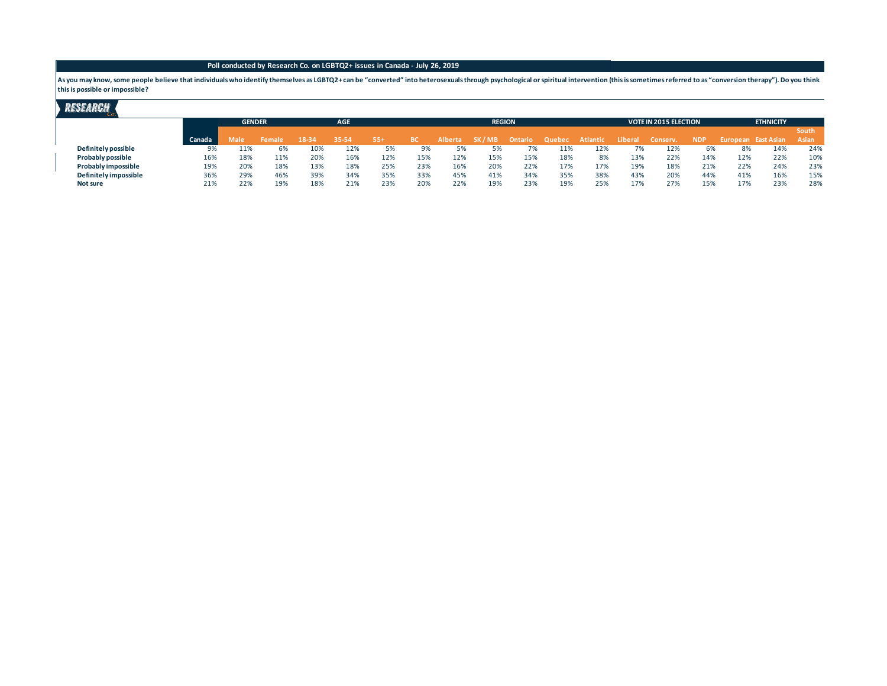**Poll conducted by Research Co. on LGBTQ2+ issues in Canada - July 26, 2019**

**As you may know, some people believe that individuals who identify themselves as LGBTQ2+ can be "converted" into heterosexuals through psychological or spiritual intervention (this is sometimes referred to as "conversion therapy"). Do you think this is possible or impossible?**

| | | GENDER | | AGE | | | REGION | | | | | | VOTE IN 2015 ELECTION | | | ETHNICITY | | |
|---|---|---|---|---|---|---|---|---|---|---|---|---|---|---|---|---|---|---|
| | Canada | Male | Female | 18-34 | 35-54 | 55+ | BC | Alberta | SK / MB | Ontario | Quebec | Atlantic | Liberal | Conserv. | NDP | European | East Asian | South Asian |
| **Definitely possible** | 9% | 11% | 6% | 10% | 12% | 5% | 9% | 5% | 5% | 7% | 11% | 12% | 7% | 12% | 6% | 8% | 14% | 24% |
| **Probably possible** | 16% | 18% | 11% | 20% | 16% | 12% | 15% | 12% | 15% | 15% | 18% | 8% | 13% | 22% | 14% | 12% | 22% | 10% |
| **Probably impossible** | 19% | 20% | 18% | 13% | 18% | 25% | 23% | 16% | 20% | 22% | 17% | 17% | 19% | 18% | 21% | 22% | 24% | 23% |
| **Definitely impossible** | 36% | 29% | 46% | 39% | 34% | 35% | 33% | 45% | 41% | 34% | 35% | 38% | 43% | 20% | 44% | 41% | 16% | 15% |
| **Not sure** | 21% | 22% | 19% | 18% | 21% | 23% | 20% | 22% | 19% | 23% | 19% | 25% | 17% | 27% | 15% | 17% | 23% | 28% |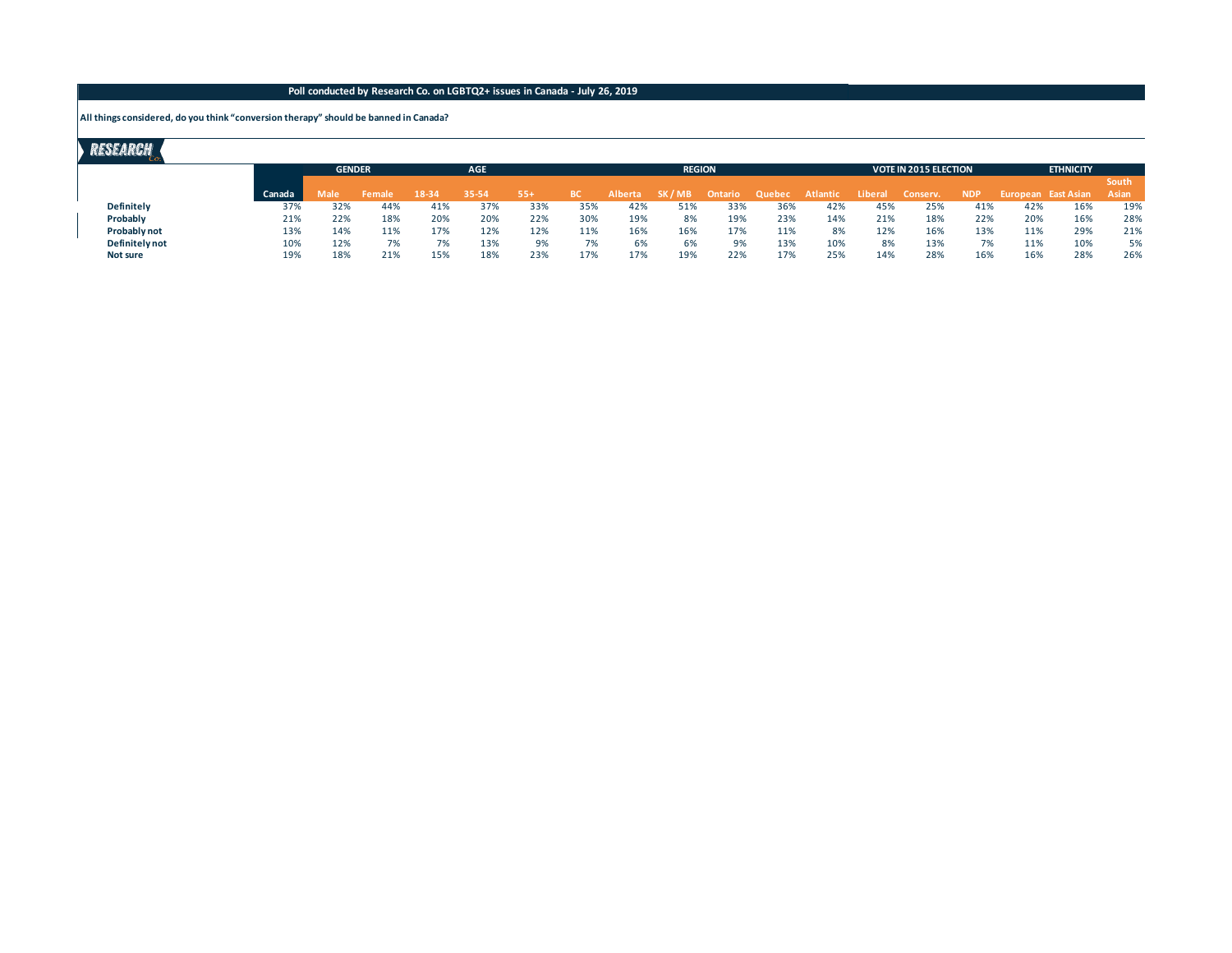**Poll conducted by Research Co. on LGBTQ2+ issues in Canada - July 26, 2019**

**All things considered, do you think "conversion therapy" should be banned in Canada?**

| | | GENDER | | AGE | | | REGION | | | | | | VOTE IN 2015 ELECTION | | | ETHNICITY | | |
|---|---|---|---|---|---|---|---|---|---|---|---|---|---|---|---|---|---|---|
| | Canada | Male | Female | 18-34 | 35-54 | 55+ | BC | Alberta | SK / MB | Ontario | Quebec | Atlantic | Liberal | Conserv. | NDP | European | East Asian | South Asian |
| **Definitely** | 37% | 32% | 44% | 41% | 37% | 33% | 35% | 42% | 51% | 33% | 36% | 42% | 45% | 25% | 41% | 42% | 16% | 19% |
| **Probably** | 21% | 22% | 18% | 20% | 20% | 22% | 30% | 19% | 8% | 19% | 23% | 14% | 21% | 18% | 22% | 20% | 16% | 28% |
| **Probably not** | 13% | 14% | 11% | 17% | 12% | 12% | 11% | 16% | 16% | 17% | 11% | 8% | 12% | 16% | 13% | 11% | 29% | 21% |
| **Definitely not** | 10% | 12% | 7% | 7% | 13% | 9% | 7% | 6% | 6% | 9% | 13% | 10% | 8% | 13% | 7% | 11% | 10% | 5% |
| **Not sure** | 19% | 18% | 21% | 15% | 18% | 23% | 17% | 17% | 19% | 22% | 17% | 25% | 14% | 28% | 16% | 16% | 28% | 26% |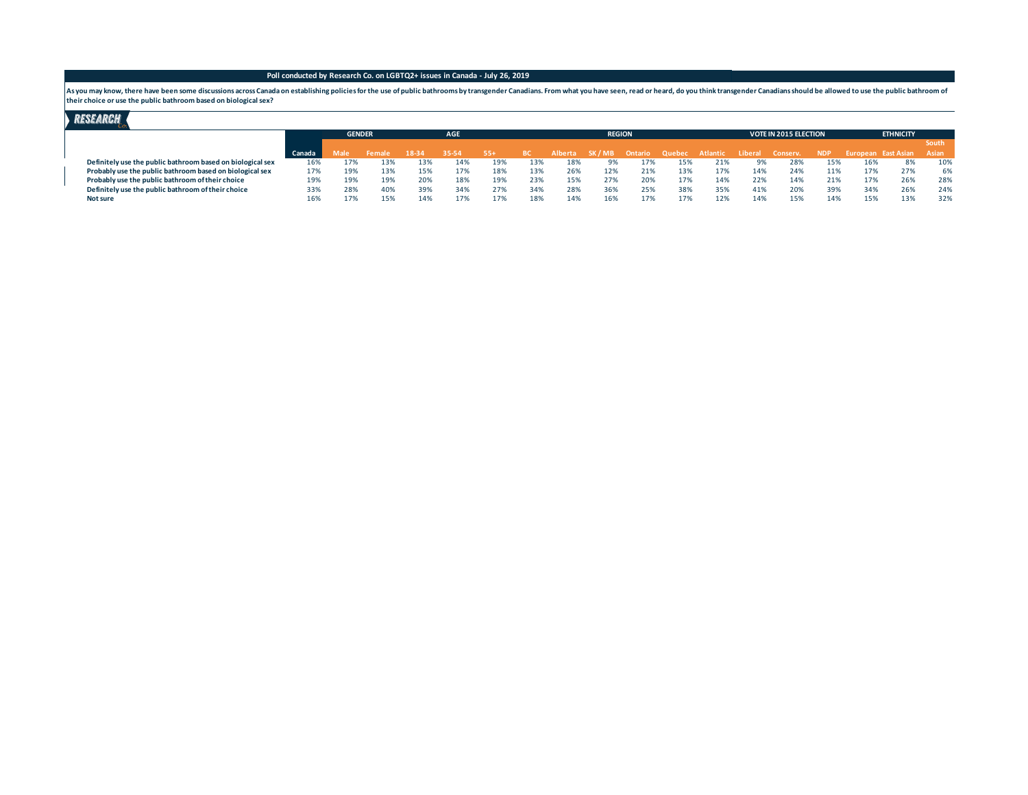**Poll conducted by Research Co. on LGBTQ2+ issues in Canada - July 26, 2019**

**As you may know, there have been some discussions across Canada on establishing policies for the use of public bathrooms by transgender Canadians. From what you have seen, read or heard, do you think transgender Canadians should be allowed to use the public bathroom of their choice or use the public bathroom based on biological sex?**

RESEARCH Co.

| | | GENDER | | AGE | | | REGION | | | | | | VOTE IN 2015 ELECTION | | | ETHNICITY | | |
|---|---|---|---|---|---|---|---|---|---|---|---|---|---|---|---|---|---|---|
| | Canada | Male | Female | 18-34 | 35-54 | 55+ | BC | Alberta | SK / MB | Ontario | Quebec | Atlantic | Liberal | Conserv. | NDP | European | East Asian | South Asian |
| **Definitely use the public bathroom based on biological sex** | 16% | 17% | 13% | 13% | 14% | 19% | 13% | 18% | 9% | 17% | 15% | 21% | 9% | 28% | 15% | 16% | 8% | 10% |
| **Probably use the public bathroom based on biological sex** | 17% | 19% | 13% | 15% | 17% | 18% | 13% | 26% | 12% | 21% | 13% | 17% | 14% | 24% | 11% | 17% | 27% | 6% |
| **Probably use the public bathroom of their choice** | 19% | 19% | 19% | 20% | 18% | 19% | 23% | 15% | 27% | 20% | 17% | 14% | 22% | 14% | 21% | 17% | 26% | 28% |
| **Definitely use the public bathroom of their choice** | 33% | 28% | 40% | 39% | 34% | 27% | 34% | 28% | 36% | 25% | 38% | 35% | 41% | 20% | 39% | 34% | 26% | 24% |
| **Not sure** | 16% | 17% | 15% | 14% | 17% | 17% | 18% | 14% | 16% | 17% | 17% | 12% | 14% | 15% | 14% | 15% | 13% | 32% |